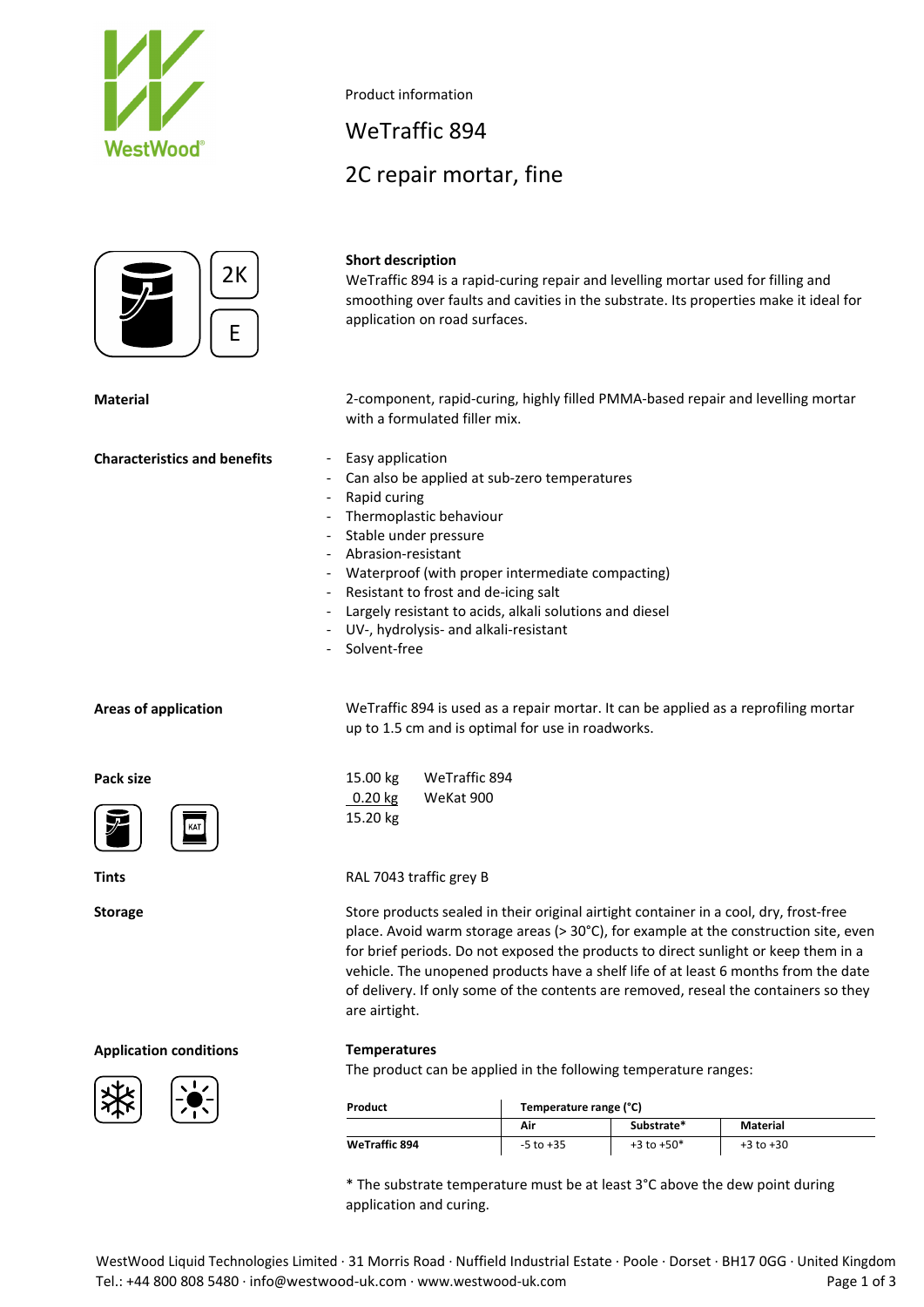Product information

# WeTraffic 894

## 2C repair mortar, fine

2K

E

**Short description**

WeTraffic 894 is a rapid-curing repair and levelling mortar used for filling and smoothing over faults and cavities in the substrate. Its properties make it ideal for application on road surfaces.

**Material**

2-component, rapid-curing, highly filled PMMA-based repair and levelling mortar with a formulated filler mix.

**Characteristics and benefits**

- Easy application
- Can also be applied at sub-zero temperatures
- Rapid curing
- Thermoplastic behaviour
- Stable under pressure
- Abrasion-resistant
- Waterproof (with proper intermediate compacting)
- Resistant to frost and de-icing salt
- Largely resistant to acids, alkali solutions and diesel
- UV-, hydrolysis- and alkali-resistant
- Solvent-free

**Areas of application**

WeTraffic 894 is used as a repair mortar. It can be applied as a reprofiling mortar up to 1.5 cm and is optimal for use in roadworks.

**Pack size**

| | |
|---|---|
| 15.00 kg | WeTraffic 894 |
| 0.20 kg | WeKat 900 |
| 15.20 kg | |

KAT

**Tints**

RAL 7043 traffic grey B

**Storage**

Store products sealed in their original airtight container in a cool, dry, frost-free place. Avoid warm storage areas (> 30°C), for example at the construction site, even for brief periods. Do not exposed the products to direct sunlight or keep them in a vehicle. The unopened products have a shelf life of at least 6 months from the date of delivery. If only some of the contents are removed, reseal the containers so they are airtight.

**Application conditions**

**Temperatures**

The product can be applied in the following temperature ranges:

| Product | Temperature range (°C) | | |
|---|---|---|---|
| | Air | Substrate* | Material |
| **WeTraffic 894** | -5 to +35 | +3 to +50* | +3 to +30 |

\* The substrate temperature must be at least 3°C above the dew point during application and curing.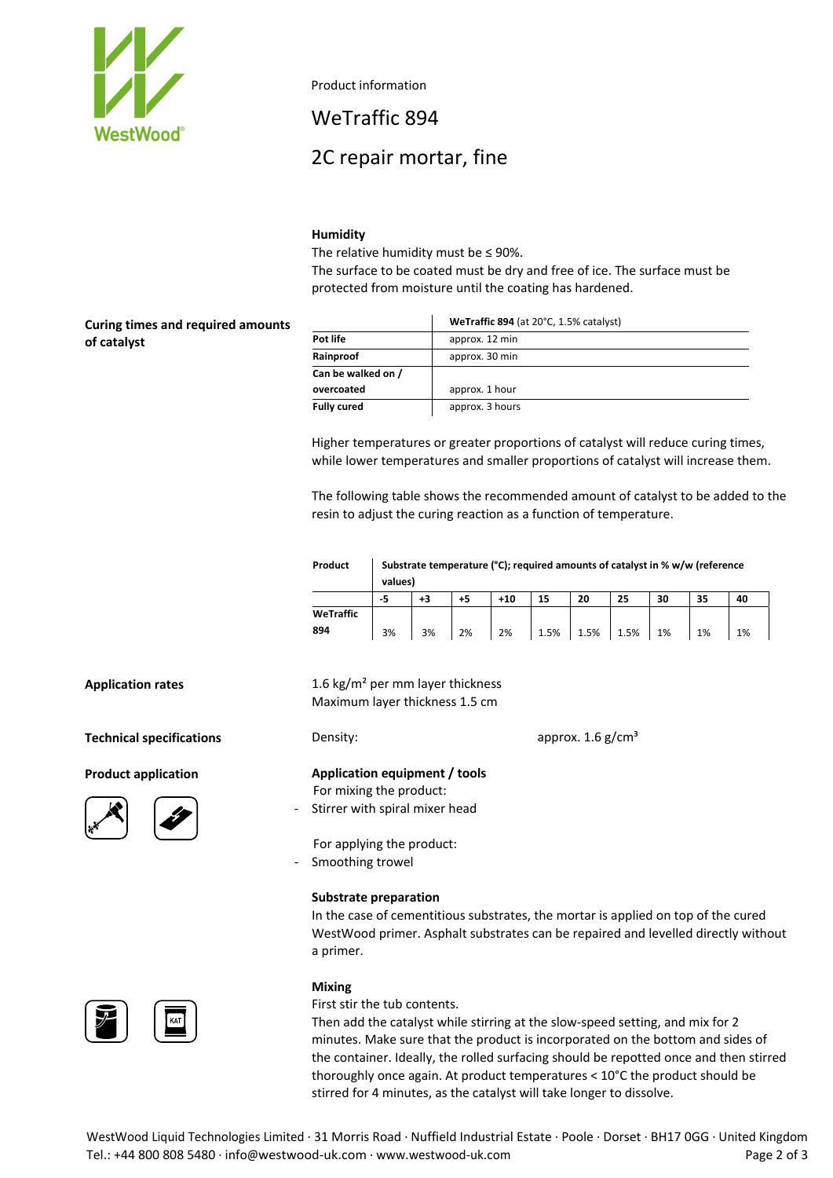Product information

# WeTraffic 894

## 2C repair mortar, fine

### Humidity

The relative humidity must be ≤ 90%.
The surface to be coated must be dry and free of ice. The surface must be protected from moisture until the coating has hardened.

### Curing times and required amounts of catalyst

| | **WeTraffic 894** (at 20°C, 1.5% catalyst) |
|---|---|
| **Pot life** | approx. 12 min |
| **Rainproof** | approx. 30 min |
| **Can be walked on / overcoated** | approx. 1 hour |
| **Fully cured** | approx. 3 hours |

Higher temperatures or greater proportions of catalyst will reduce curing times, while lower temperatures and smaller proportions of catalyst will increase them.

The following table shows the recommended amount of catalyst to be added to the resin to adjust the curing reaction as a function of temperature.

| **Product** | **Substrate temperature (°C); required amounts of catalyst in % w/w (reference values)** | | | | | | | | | |
|---|---|---|---|---|---|---|---|---|---|---|
| | **-5** | **+3** | **+5** | **+10** | **15** | **20** | **25** | **30** | **35** | **40** |
| **WeTraffic 894** | 3% | 3% | 2% | 2% | 1.5% | 1.5% | 1.5% | 1% | 1% | 1% |

### Application rates

1.6 kg/m² per mm layer thickness
Maximum layer thickness 1.5 cm

### Technical specifications

Density: approx. 1.6 g/cm³

### Product application

**Application equipment / tools**

For mixing the product:

- Stirrer with spiral mixer head

For applying the product:

- Smoothing trowel

**Substrate preparation**

In the case of cementitious substrates, the mortar is applied on top of the cured WestWood primer. Asphalt substrates can be repaired and levelled directly without a primer.

**Mixing**

First stir the tub contents.
Then add the catalyst while stirring at the slow-speed setting, and mix for 2 minutes. Make sure that the product is incorporated on the bottom and sides of the container. Ideally, the rolled surfacing should be repotted once and then stirred thoroughly once again. At product temperatures < 10°C the product should be stirred for 4 minutes, as the catalyst will take longer to dissolve.

WestWood Liquid Technologies Limited · 31 Morris Road · Nuffield Industrial Estate · Poole · Dorset · BH17 0GG · United Kingdom
Tel.: +44 800 808 5480 · info@westwood-uk.com · www.westwood-uk.com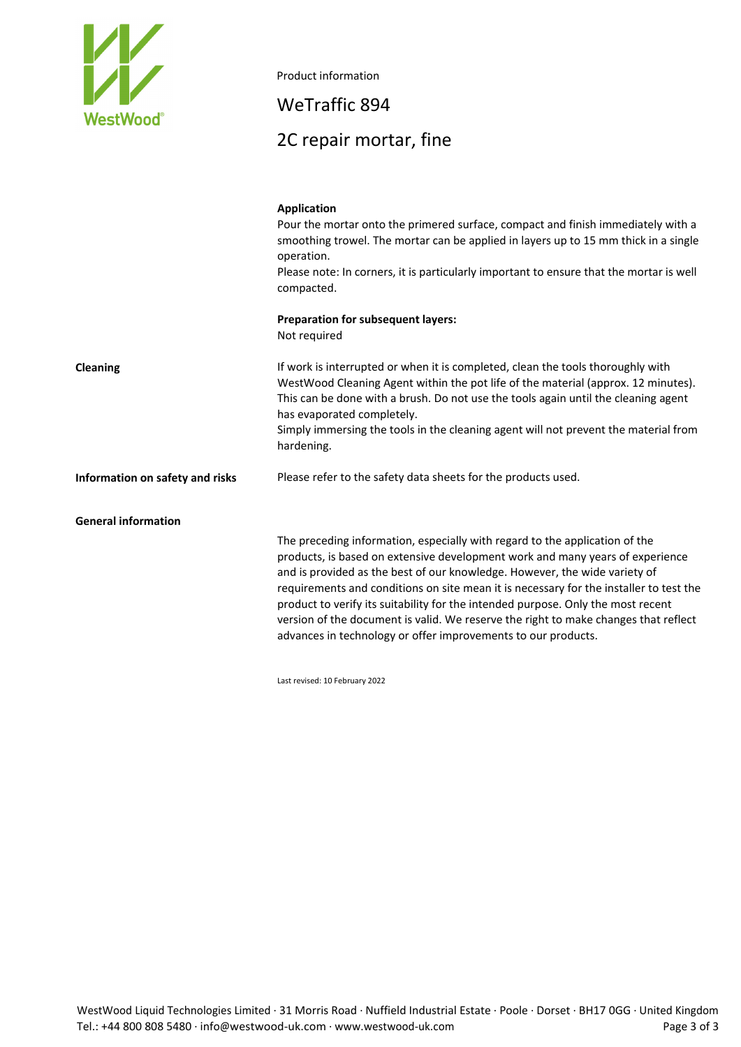Product information

# WeTraffic 894

## 2C repair mortar, fine

**Application**

Pour the mortar onto the primered surface, compact and finish immediately with a smoothing trowel. The mortar can be applied in layers up to 15 mm thick in a single operation.

Please note: In corners, it is particularly important to ensure that the mortar is well compacted.

**Preparation for subsequent layers:**

Not required

**Cleaning**

If work is interrupted or when it is completed, clean the tools thoroughly with WestWood Cleaning Agent within the pot life of the material (approx. 12 minutes). This can be done with a brush. Do not use the tools again until the cleaning agent has evaporated completely.

Simply immersing the tools in the cleaning agent will not prevent the material from hardening.

**Information on safety and risks**

Please refer to the safety data sheets for the products used.

**General information**

The preceding information, especially with regard to the application of the products, is based on extensive development work and many years of experience and is provided as the best of our knowledge. However, the wide variety of requirements and conditions on site mean it is necessary for the installer to test the product to verify its suitability for the intended purpose. Only the most recent version of the document is valid. We reserve the right to make changes that reflect advances in technology or offer improvements to our products.

Last revised: 10 February 2022

WestWood Liquid Technologies Limited · 31 Morris Road · Nuffield Industrial Estate · Poole · Dorset · BH17 0GG · United Kingdom
Tel.: +44 800 808 5480 · info@westwood-uk.com · www.westwood-uk.com